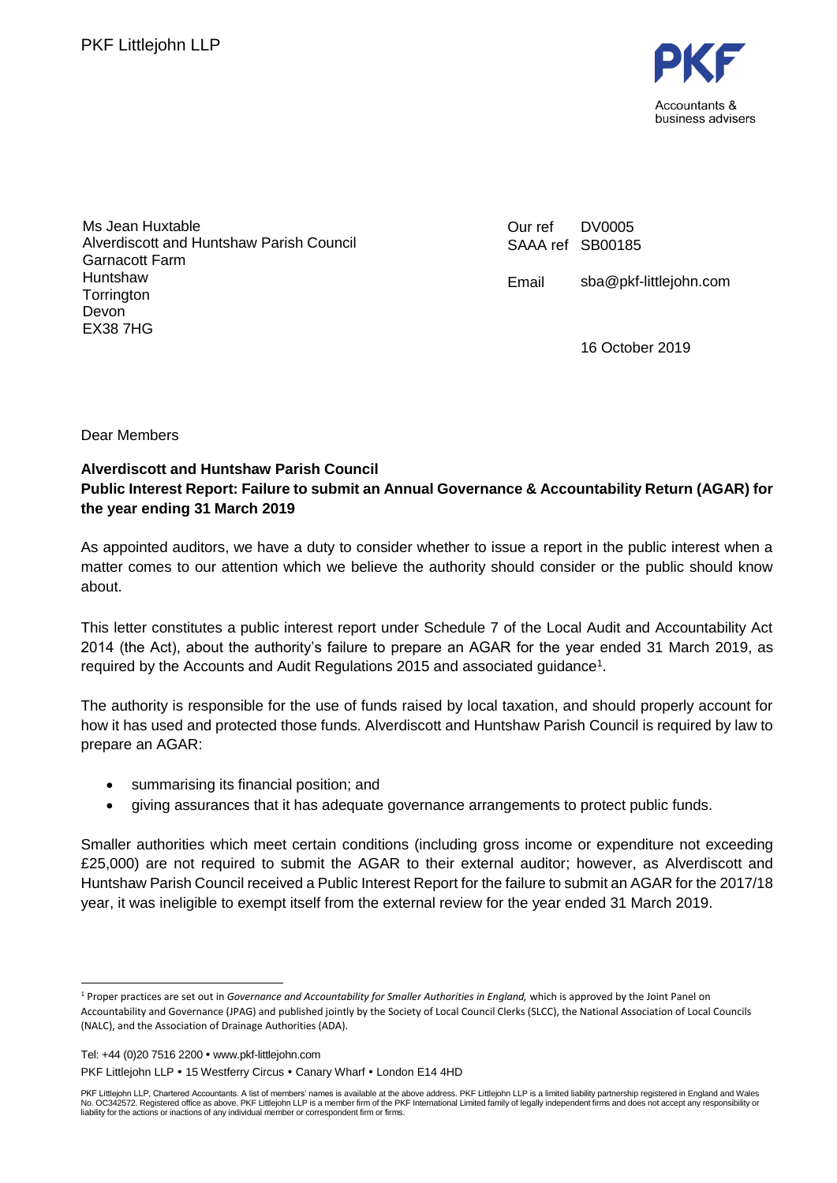PKF Littlejohn LLP

Accountants & business advisers

Ms Jean Huxtable
Alverdiscott and Huntshaw Parish Council
Garnacott Farm
Huntshaw
Torrington
Devon
EX38 7HG

Our ref DV0005
SAAA ref SB00185

Email sba@pkf-littlejohn.com

16 October 2019

Dear Members

**Alverdiscott and Huntshaw Parish Council**
**Public Interest Report: Failure to submit an Annual Governance & Accountability Return (AGAR) for the year ending 31 March 2019**

As appointed auditors, we have a duty to consider whether to issue a report in the public interest when a matter comes to our attention which we believe the authority should consider or the public should know about.

This letter constitutes a public interest report under Schedule 7 of the Local Audit and Accountability Act 2014 (the Act), about the authority's failure to prepare an AGAR for the year ended 31 March 2019, as required by the Accounts and Audit Regulations 2015 and associated guidance[1].

The authority is responsible for the use of funds raised by local taxation, and should properly account for how it has used and protected those funds. Alverdiscott and Huntshaw Parish Council is required by law to prepare an AGAR:

- summarising its financial position; and
- giving assurances that it has adequate governance arrangements to protect public funds.

Smaller authorities which meet certain conditions (including gross income or expenditure not exceeding £25,000) are not required to submit the AGAR to their external auditor; however, as Alverdiscott and Huntshaw Parish Council received a Public Interest Report for the failure to submit an AGAR for the 2017/18 year, it was ineligible to exempt itself from the external review for the year ended 31 March 2019.

[1] Proper practices are set out in *Governance and Accountability for Smaller Authorities in England,* which is approved by the Joint Panel on Accountability and Governance (JPAG) and published jointly by the Society of Local Council Clerks (SLCC), the National Association of Local Councils (NALC), and the Association of Drainage Authorities (ADA).

Tel: +44 (0)20 7516 2200 • www.pkf-littlejohn.com
PKF Littlejohn LLP • 15 Westferry Circus • Canary Wharf • London E14 4HD

PKF Littlejohn LLP, Chartered Accountants. A list of members' names is available at the above address. PKF Littlejohn LLP is a limited liability partnership registered in England and Wales No. OC342572. Registered office as above. PKF Littlejohn LLP is a member firm of the PKF International Limited family of legally independent firms and does not accept any responsibility or liability for the actions or inactions of any individual member or correspondent firm or firms.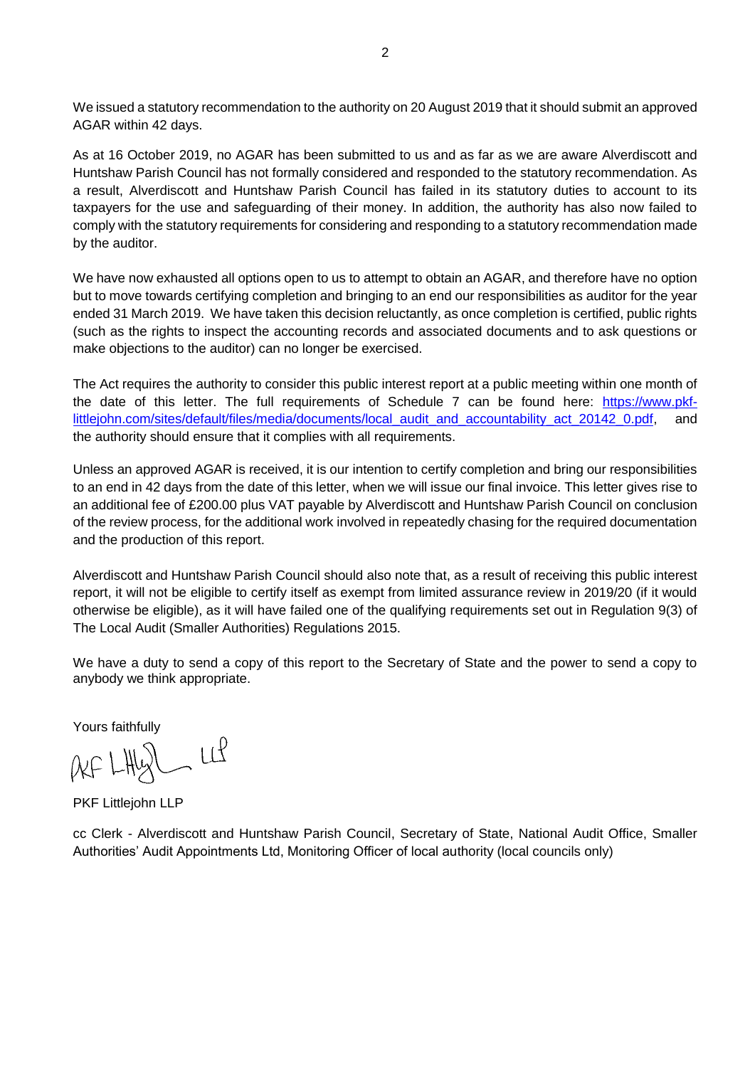We issued a statutory recommendation to the authority on 20 August 2019 that it should submit an approved AGAR within 42 days.

As at 16 October 2019, no AGAR has been submitted to us and as far as we are aware Alverdiscott and Huntshaw Parish Council has not formally considered and responded to the statutory recommendation. As a result, Alverdiscott and Huntshaw Parish Council has failed in its statutory duties to account to its taxpayers for the use and safeguarding of their money. In addition, the authority has also now failed to comply with the statutory requirements for considering and responding to a statutory recommendation made by the auditor.

We have now exhausted all options open to us to attempt to obtain an AGAR, and therefore have no option but to move towards certifying completion and bringing to an end our responsibilities as auditor for the year ended 31 March 2019. We have taken this decision reluctantly, as once completion is certified, public rights (such as the rights to inspect the accounting records and associated documents and to ask questions or make objections to the auditor) can no longer be exercised.

The Act requires the authority to consider this public interest report at a public meeting within one month of the date of this letter. The full requirements of Schedule 7 can be found here: [https://www.pkf-littlejohn.com/sites/default/files/media/documents/local_audit_and_accountability_act_20142_0.pdf](https://www.pkf-littlejohn.com/sites/default/files/media/documents/local_audit_and_accountability_act_20142_0.pdf), and the authority should ensure that it complies with all requirements.

Unless an approved AGAR is received, it is our intention to certify completion and bring our responsibilities to an end in 42 days from the date of this letter, when we will issue our final invoice. This letter gives rise to an additional fee of £200.00 plus VAT payable by Alverdiscott and Huntshaw Parish Council on conclusion of the review process, for the additional work involved in repeatedly chasing for the required documentation and the production of this report.

Alverdiscott and Huntshaw Parish Council should also note that, as a result of receiving this public interest report, it will not be eligible to certify itself as exempt from limited assurance review in 2019/20 (if it would otherwise be eligible), as it will have failed one of the qualifying requirements set out in Regulation 9(3) of The Local Audit (Smaller Authorities) Regulations 2015.

We have a duty to send a copy of this report to the Secretary of State and the power to send a copy to anybody we think appropriate.

Yours faithfully

PKF Littlejohn LLP

cc Clerk - Alverdiscott and Huntshaw Parish Council, Secretary of State, National Audit Office, Smaller Authorities' Audit Appointments Ltd, Monitoring Officer of local authority (local councils only)